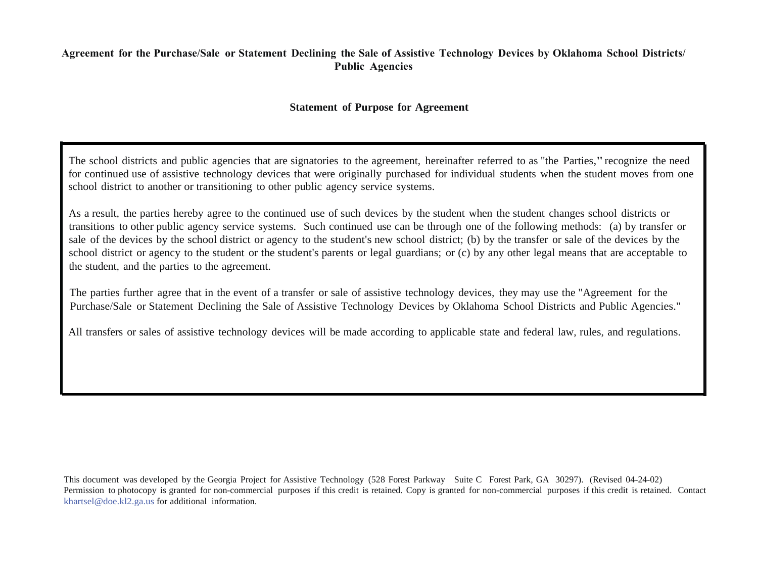# Agreement for the Purchase/Sale or Statement Declining the Sale of Assistive Technology Devices by Oklahoma School Districts/ Public Agencies

## Statement of Purpose for Agreement

The school districts and public agencies that are signatories to the agreement, hereinafter referred to as "the Parties," recognize the need for continued use of assistive technology devices that were originally purchased for individual students when the student moves from one school district to another or transitioning to other public agency service systems.

As a result, the parties hereby agree to the continued use of such devices by the student when the student changes school districts or transitions to other public agency service systems. Such continued use can be through one of the following methods: (a) by transfer or sale of the devices by the school district or agency to the student's new school district; (b) by the transfer or sale of the devices by the school district or agency to the student or the student's parents or legal guardians; or (c) by any other legal means that are acceptable to the student, and the parties to the agreement.

The parties further agree that in the event of a transfer or sale of assistive technology devices, they may use the "Agreement for the Purchase/Sale or Statement Declining the Sale of Assistive Technology Devices by Oklahoma School Districts and Public Agencies."

All transfers or sales of assistive technology devices will be made according to applicable state and federal law, rules, and regulations.

This document was developed by the Georgia Project for Assistive Technology (528 Forest Parkway Suite C Forest Park, GA 30297). (Revised 04-24-02) Permission to photocopy is granted for non-commercial purposes if this credit is retained. Copy is granted for non-commercial purposes if this credit is retained. Contact khartsel@doe.kl2.ga.us for additional information.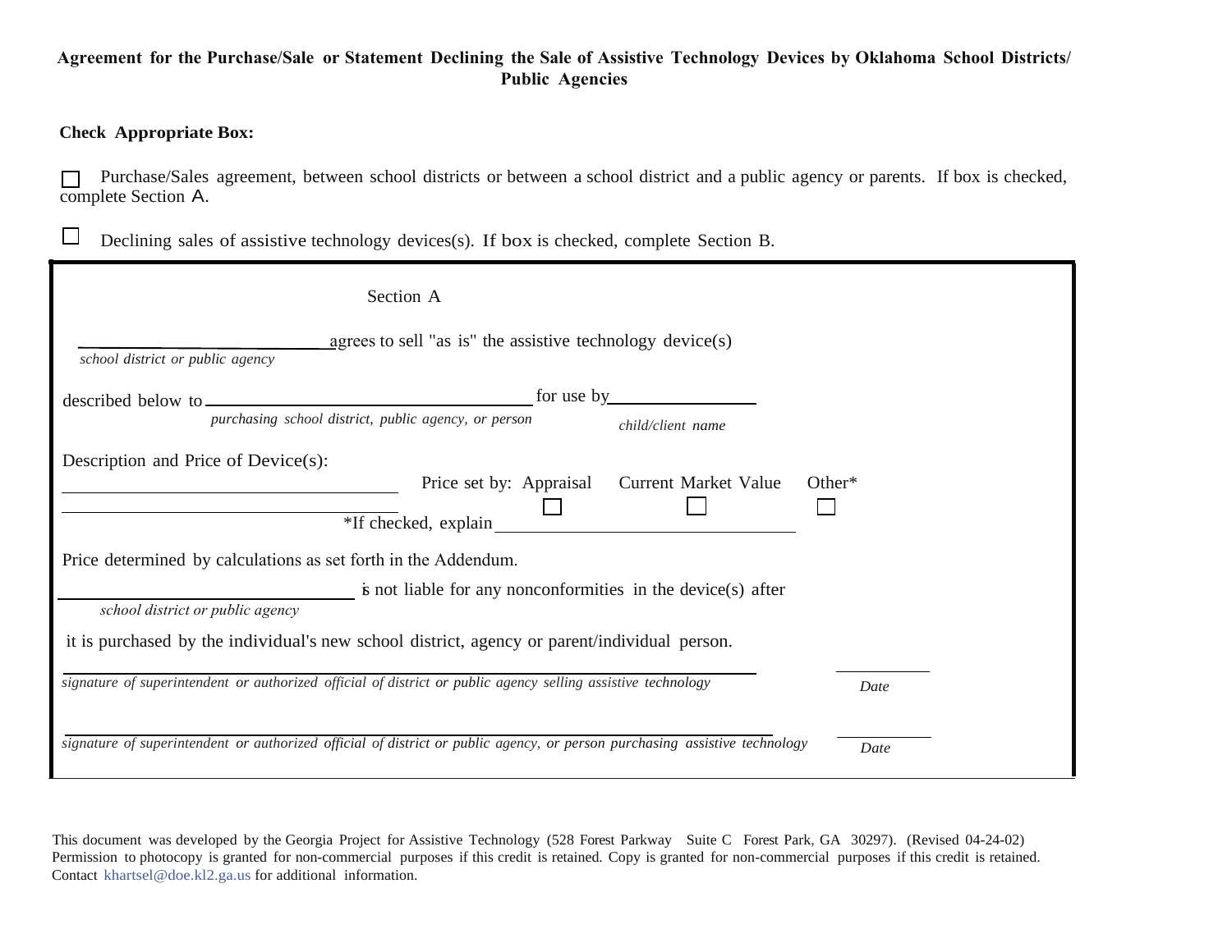**Agreement for the Purchase/Sale or Statement Declining the Sale of Assistive Technology Devices by Oklahoma School Districts/ Public Agencies**

**Check Appropriate Box:**

☐ Purchase/Sales agreement, between school districts or between a school district and a public agency or parents. If box is checked, complete Section A.

☐ Declining sales of assistive technology devices(s). If box is checked, complete Section B.

Section A

______________________________ agrees to sell "as is" the assistive technology device(s)
*school district or public agency*

described below to ______________________________ for use by ____________________
*purchasing school district, public agency, or person* *child/client name*

Description and Price of Device(s):

______________________________ Price set by: Appraisal ☐ Current Market Value ☐ Other* ☐

______________________________ *If checked, explain ______________________________

Price determined by calculations as set forth in the Addendum.

______________________________ is not liable for any nonconformities in the device(s) after
*school district or public agency*

it is purchased by the individual's new school district, agency or parent/individual person.

______________________________ ____________
*signature of superintendent or authorized official of district or public agency selling assistive technology* *Date*

______________________________ ____________
*signature of superintendent or authorized official of district or public agency, or person purchasing assistive technology* *Date*

This document was developed by the Georgia Project for Assistive Technology (528 Forest Parkway Suite C Forest Park, GA 30297). (Revised 04-24-02) Permission to photocopy is granted for non-commercial purposes if this credit is retained. Copy is granted for non-commercial purposes if this credit is retained. Contact khartsel@doe.kl2.ga.us for additional information.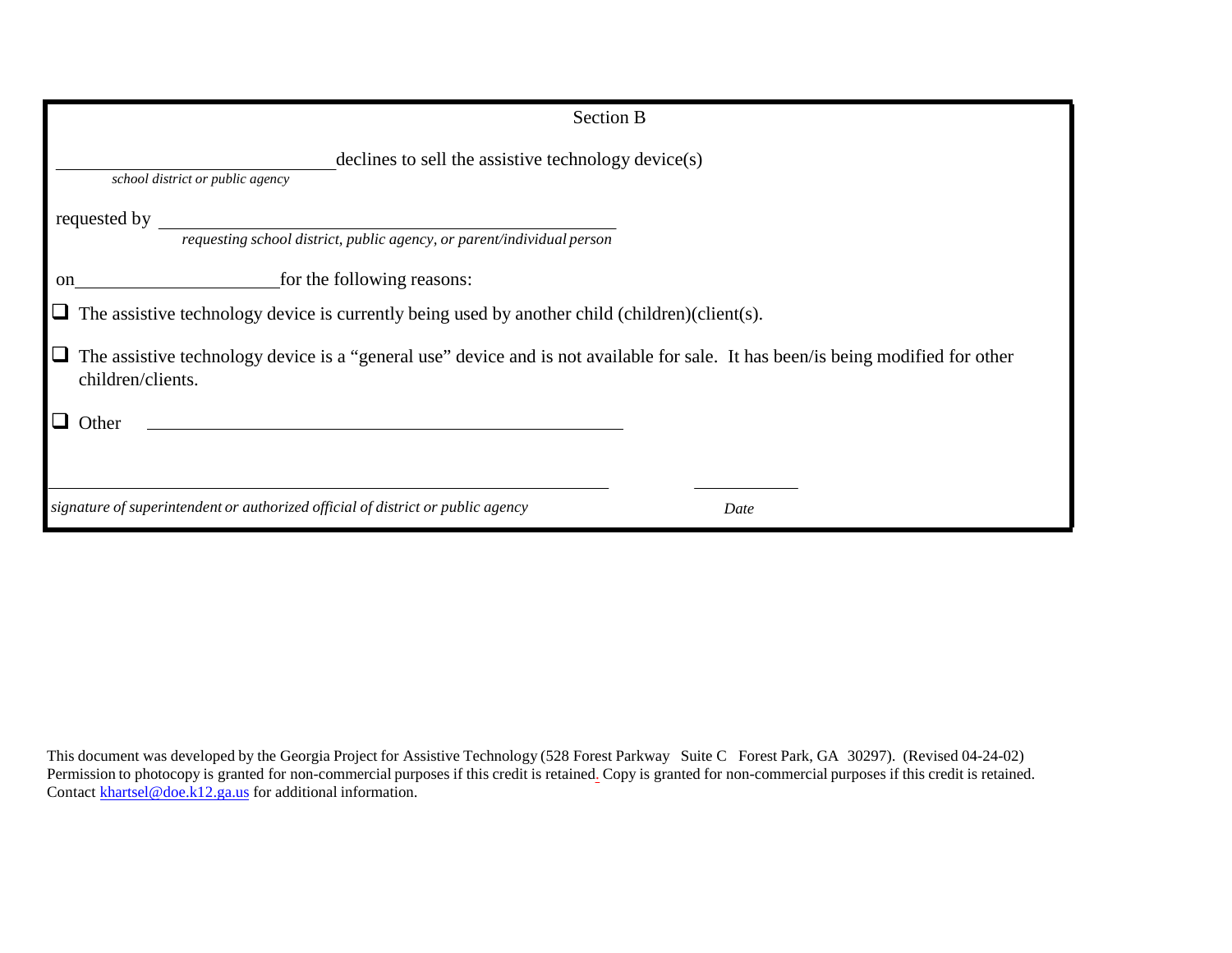## Section B

\_\_\_\_\_\_\_\_\_\_\_\_\_\_\_\_\_\_\_\_\_\_\_\_\_\_\_\_\_\_ declines to sell the assistive technology device(s)
*school district or public agency*

requested by \_\_\_\_\_\_\_\_\_\_\_\_\_\_\_\_\_\_\_\_\_\_\_\_\_\_\_\_\_\_\_\_\_\_\_\_\_\_\_\_\_\_\_\_\_\_\_\_
*requesting school district, public agency, or parent/individual person*

on\_\_\_\_\_\_\_\_\_\_\_\_\_\_\_\_\_\_\_\_\_\_for the following reasons:

- ☐ The assistive technology device is currently being used by another child (children)(client(s).
- ☐ The assistive technology device is a "general use" device and is not available for sale. It has been/is being modified for other children/clients.
- ☐ Other \_\_\_\_\_\_\_\_\_\_\_\_\_\_\_\_\_\_\_\_\_\_\_\_\_\_\_\_\_\_\_\_\_\_\_\_\_\_\_\_\_\_\_\_\_\_\_\_\_\_

\_\_\_\_\_\_\_\_\_\_\_\_\_\_\_\_\_\_\_\_\_\_\_\_\_\_\_\_\_\_\_\_\_\_\_\_\_\_\_\_\_\_\_\_\_\_\_\_\_\_\_\_\_\_\_\_\_\_ \_\_\_\_\_\_\_\_\_\_\_\_
*signature of superintendent or authorized official of district or public agency* *Date*

This document was developed by the Georgia Project for Assistive Technology (528 Forest Parkway Suite C Forest Park, GA 30297). (Revised 04-24-02) Permission to photocopy is granted for non-commercial purposes if this credit is retained. Copy is granted for non-commercial purposes if this credit is retained. Contact khartsel@doe.k12.ga.us for additional information.